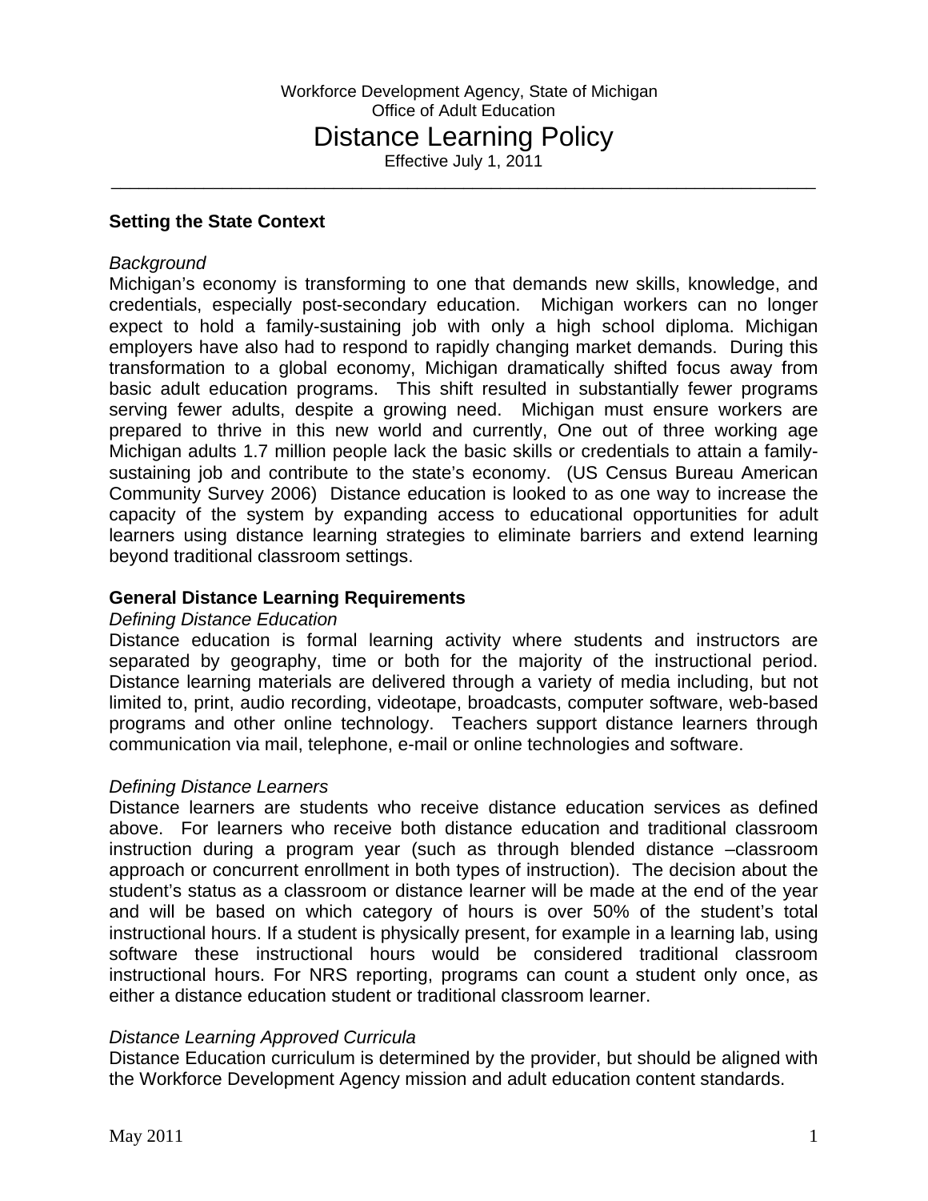Workforce Development Agency, State of Michigan
Office of Adult Education

# Distance Learning Policy

Effective July 1, 2011

---

## Setting the State Context

*Background*

Michigan's economy is transforming to one that demands new skills, knowledge, and credentials, especially post-secondary education. Michigan workers can no longer expect to hold a family-sustaining job with only a high school diploma. Michigan employers have also had to respond to rapidly changing market demands. During this transformation to a global economy, Michigan dramatically shifted focus away from basic adult education programs. This shift resulted in substantially fewer programs serving fewer adults, despite a growing need. Michigan must ensure workers are prepared to thrive in this new world and currently, One out of three working age Michigan adults 1.7 million people lack the basic skills or credentials to attain a family-sustaining job and contribute to the state's economy. (US Census Bureau American Community Survey 2006) Distance education is looked to as one way to increase the capacity of the system by expanding access to educational opportunities for adult learners using distance learning strategies to eliminate barriers and extend learning beyond traditional classroom settings.

## General Distance Learning Requirements

*Defining Distance Education*

Distance education is formal learning activity where students and instructors are separated by geography, time or both for the majority of the instructional period. Distance learning materials are delivered through a variety of media including, but not limited to, print, audio recording, videotape, broadcasts, computer software, web-based programs and other online technology. Teachers support distance learners through communication via mail, telephone, e-mail or online technologies and software.

*Defining Distance Learners*

Distance learners are students who receive distance education services as defined above. For learners who receive both distance education and traditional classroom instruction during a program year (such as through blended distance –classroom approach or concurrent enrollment in both types of instruction). The decision about the student's status as a classroom or distance learner will be made at the end of the year and will be based on which category of hours is over 50% of the student's total instructional hours. If a student is physically present, for example in a learning lab, using software these instructional hours would be considered traditional classroom instructional hours. For NRS reporting, programs can count a student only once, as either a distance education student or traditional classroom learner.

*Distance Learning Approved Curricula*

Distance Education curriculum is determined by the provider, but should be aligned with the Workforce Development Agency mission and adult education content standards.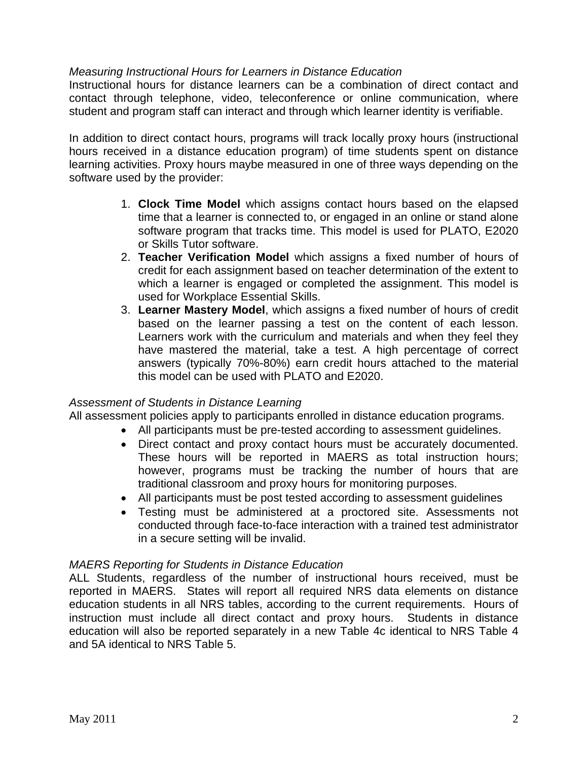*Measuring Instructional Hours for Learners in Distance Education*

Instructional hours for distance learners can be a combination of direct contact and contact through telephone, video, teleconference or online communication, where student and program staff can interact and through which learner identity is verifiable.

In addition to direct contact hours, programs will track locally proxy hours (instructional hours received in a distance education program) of time students spent on distance learning activities. Proxy hours maybe measured in one of three ways depending on the software used by the provider:

1. **Clock Time Model** which assigns contact hours based on the elapsed time that a learner is connected to, or engaged in an online or stand alone software program that tracks time. This model is used for PLATO, E2020 or Skills Tutor software.
2. **Teacher Verification Model** which assigns a fixed number of hours of credit for each assignment based on teacher determination of the extent to which a learner is engaged or completed the assignment. This model is used for Workplace Essential Skills.
3. **Learner Mastery Model**, which assigns a fixed number of hours of credit based on the learner passing a test on the content of each lesson. Learners work with the curriculum and materials and when they feel they have mastered the material, take a test. A high percentage of correct answers (typically 70%-80%) earn credit hours attached to the material this model can be used with PLATO and E2020.

*Assessment of Students in Distance Learning*

All assessment policies apply to participants enrolled in distance education programs.

- All participants must be pre-tested according to assessment guidelines.
- Direct contact and proxy contact hours must be accurately documented. These hours will be reported in MAERS as total instruction hours; however, programs must be tracking the number of hours that are traditional classroom and proxy hours for monitoring purposes.
- All participants must be post tested according to assessment guidelines
- Testing must be administered at a proctored site. Assessments not conducted through face-to-face interaction with a trained test administrator in a secure setting will be invalid.

*MAERS Reporting for Students in Distance Education*

ALL Students, regardless of the number of instructional hours received, must be reported in MAERS. States will report all required NRS data elements on distance education students in all NRS tables, according to the current requirements. Hours of instruction must include all direct contact and proxy hours. Students in distance education will also be reported separately in a new Table 4c identical to NRS Table 4 and 5A identical to NRS Table 5.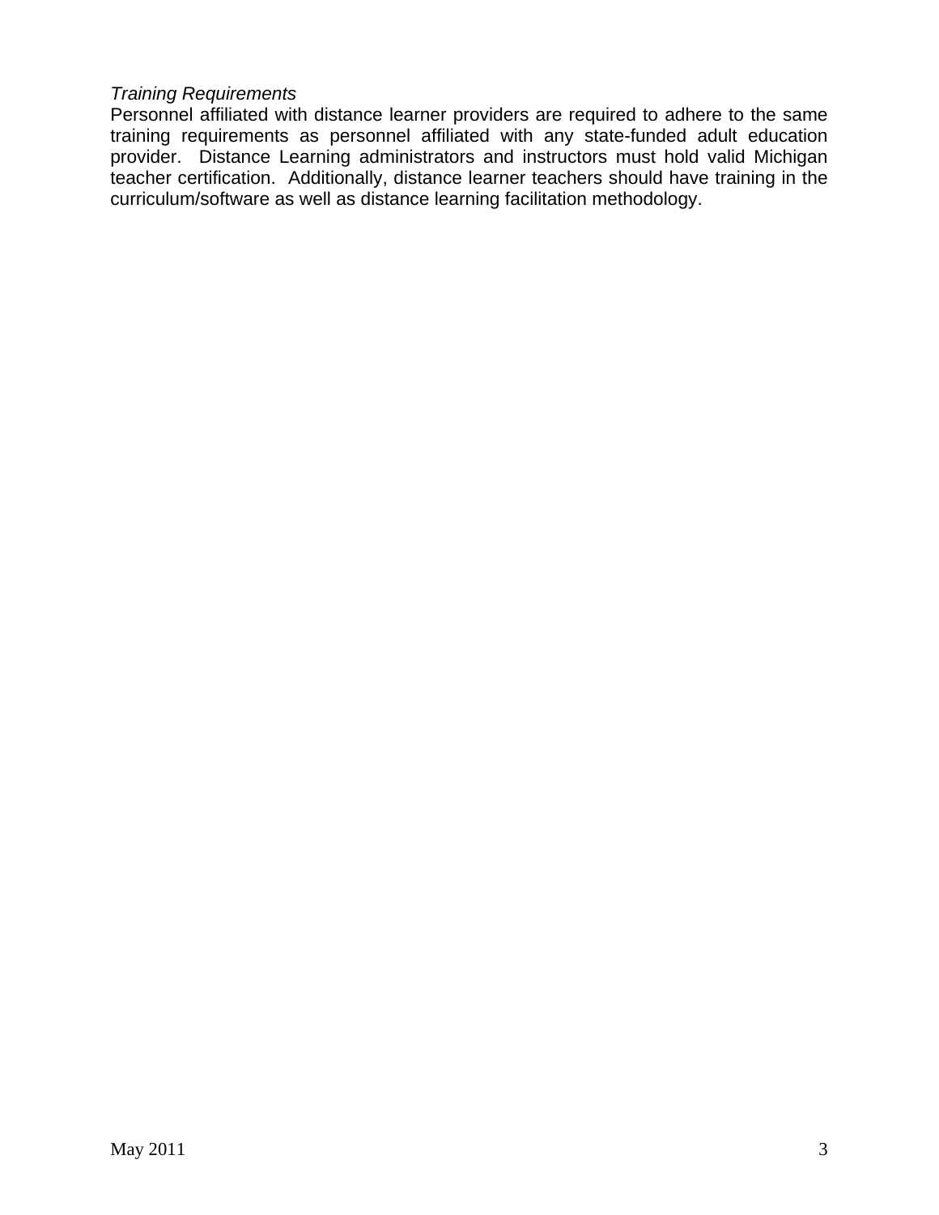*Training Requirements*

Personnel affiliated with distance learner providers are required to adhere to the same training requirements as personnel affiliated with any state-funded adult education provider. Distance Learning administrators and instructors must hold valid Michigan teacher certification. Additionally, distance learner teachers should have training in the curriculum/software as well as distance learning facilitation methodology.